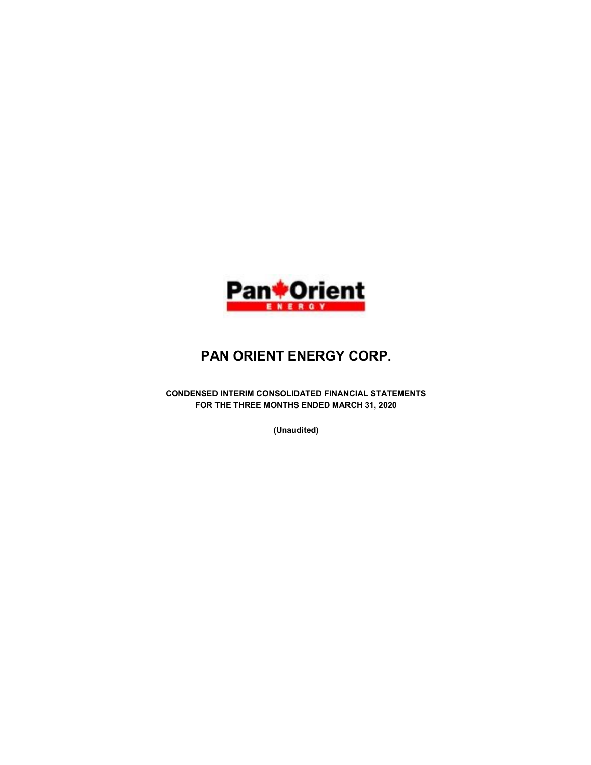# PAN ORIENT ENERGY CORP.

**CONDENSED INTERIM CONSOLIDATED FINANCIAL STATEMENTS**
**FOR THE THREE MONTHS ENDED MARCH 31, 2020**

**(Unaudited)**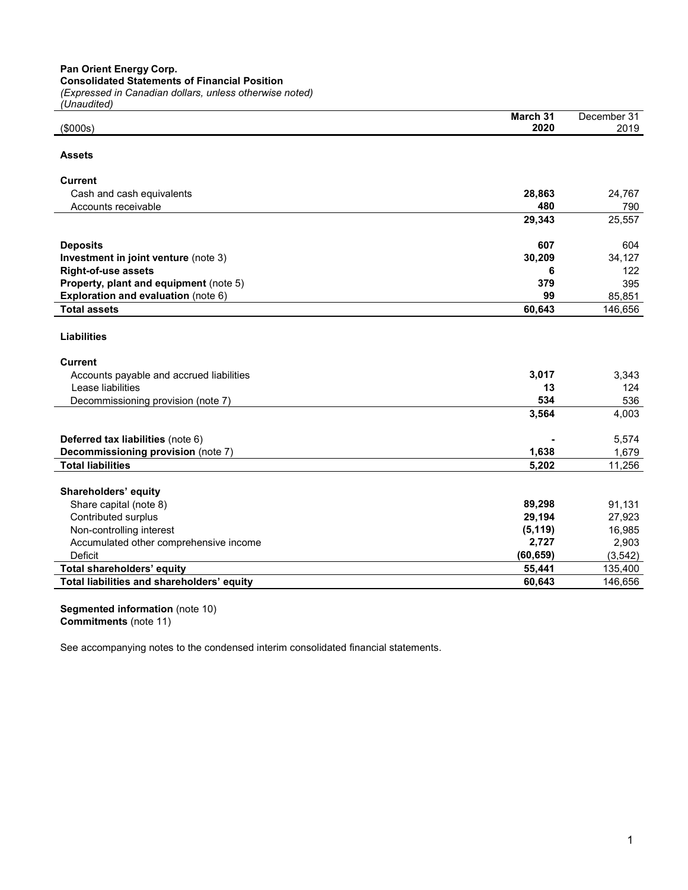**Pan Orient Energy Corp.**
**Consolidated Statements of Financial Position**
*(Expressed in Canadian dollars, unless otherwise noted)*
*(Unaudited)*

| ($000s) | March 31 2020 | December 31 2019 |
|---|---|---|
| **Assets** | | |
| **Current** | | |
| Cash and cash equivalents | **28,863** | 24,767 |
| Accounts receivable | **480** | 790 |
| | **29,343** | 25,557 |
| **Deposits** | **607** | 604 |
| **Investment in joint venture** (note 3) | **30,209** | 34,127 |
| **Right-of-use assets** | **6** | 122 |
| **Property, plant and equipment** (note 5) | **379** | 395 |
| **Exploration and evaluation** (note 6) | **99** | 85,851 |
| **Total assets** | **60,643** | 146,656 |
| **Liabilities** | | |
| **Current** | | |
| Accounts payable and accrued liabilities | **3,017** | 3,343 |
| Lease liabilities | **13** | 124 |
| Decommissioning provision (note 7) | **534** | 536 |
| | **3,564** | 4,003 |
| **Deferred tax liabilities** (note 6) | **-** | 5,574 |
| **Decommissioning provision** (note 7) | **1,638** | 1,679 |
| **Total liabilities** | **5,202** | 11,256 |
| **Shareholders' equity** | | |
| Share capital (note 8) | **89,298** | 91,131 |
| Contributed surplus | **29,194** | 27,923 |
| Non-controlling interest | **(5,119)** | 16,985 |
| Accumulated other comprehensive income | **2,727** | 2,903 |
| Deficit | **(60,659)** | (3,542) |
| **Total shareholders' equity** | **55,441** | 135,400 |
| **Total liabilities and shareholders' equity** | **60,643** | 146,656 |

**Segmented information** (note 10)
**Commitments** (note 11)

See accompanying notes to the condensed interim consolidated financial statements.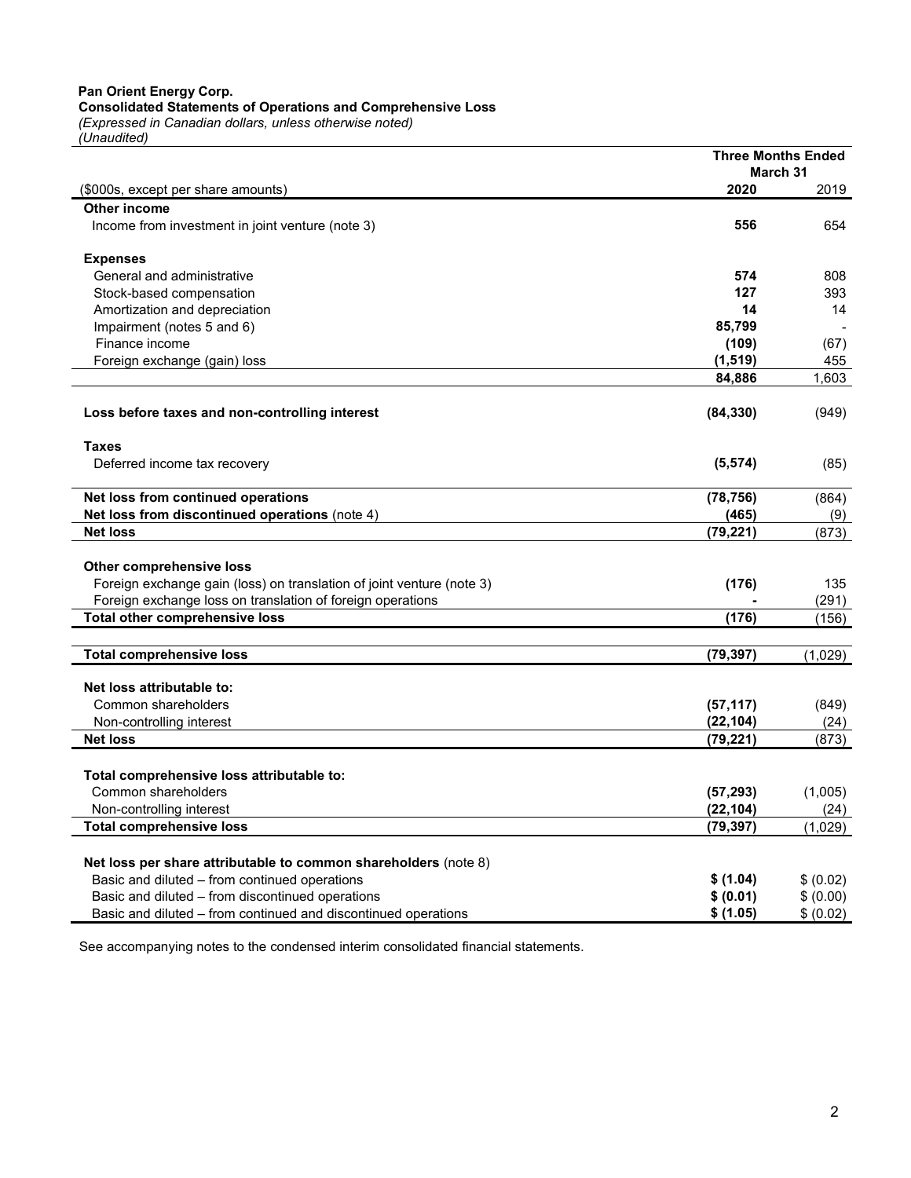**Pan Orient Energy Corp.**
**Consolidated Statements of Operations and Comprehensive Loss**
*(Expressed in Canadian dollars, unless otherwise noted)*
*(Unaudited)*

| | Three Months Ended March 31 | |
|---|---|---|
| ($000s, except per share amounts) | **2020** | 2019 |
| **Other income** | | |
| Income from investment in joint venture (note 3) | **556** | 654 |
| | | |
| **Expenses** | | |
| General and administrative | **574** | 808 |
| Stock-based compensation | **127** | 393 |
| Amortization and depreciation | **14** | 14 |
| Impairment (notes 5 and 6) | **85,799** | - |
| Finance income | **(109)** | (67) |
| Foreign exchange (gain) loss | **(1,519)** | 455 |
| | **84,886** | 1,603 |
| | | |
| **Loss before taxes and non-controlling interest** | **(84,330)** | (949) |
| | | |
| **Taxes** | | |
| Deferred income tax recovery | **(5,574)** | (85) |
| | | |
| **Net loss from continued operations** | **(78,756)** | (864) |
| **Net loss from discontinued operations** (note 4) | **(465)** | (9) |
| **Net loss** | **(79,221)** | (873) |
| | | |
| **Other comprehensive loss** | | |
| Foreign exchange gain (loss) on translation of joint venture (note 3) | **(176)** | 135 |
| Foreign exchange loss on translation of foreign operations | **-** | (291) |
| **Total other comprehensive loss** | **(176)** | (156) |
| | | |
| **Total comprehensive loss** | **(79,397)** | (1,029) |
| | | |
| **Net loss attributable to:** | | |
| Common shareholders | **(57,117)** | (849) |
| Non-controlling interest | **(22,104)** | (24) |
| **Net loss** | **(79,221)** | (873) |
| | | |
| **Total comprehensive loss attributable to:** | | |
| Common shareholders | **(57,293)** | (1,005) |
| Non-controlling interest | **(22,104)** | (24) |
| **Total comprehensive loss** | **(79,397)** | (1,029) |
| | | |
| **Net loss per share attributable to common shareholders** (note 8) | | |
| Basic and diluted – from continued operations | **$ (1.04)** | $ (0.02) |
| Basic and diluted – from discontinued operations | **$ (0.01)** | $ (0.00) |
| Basic and diluted – from continued and discontinued operations | **$ (1.05)** | $ (0.02) |

See accompanying notes to the condensed interim consolidated financial statements.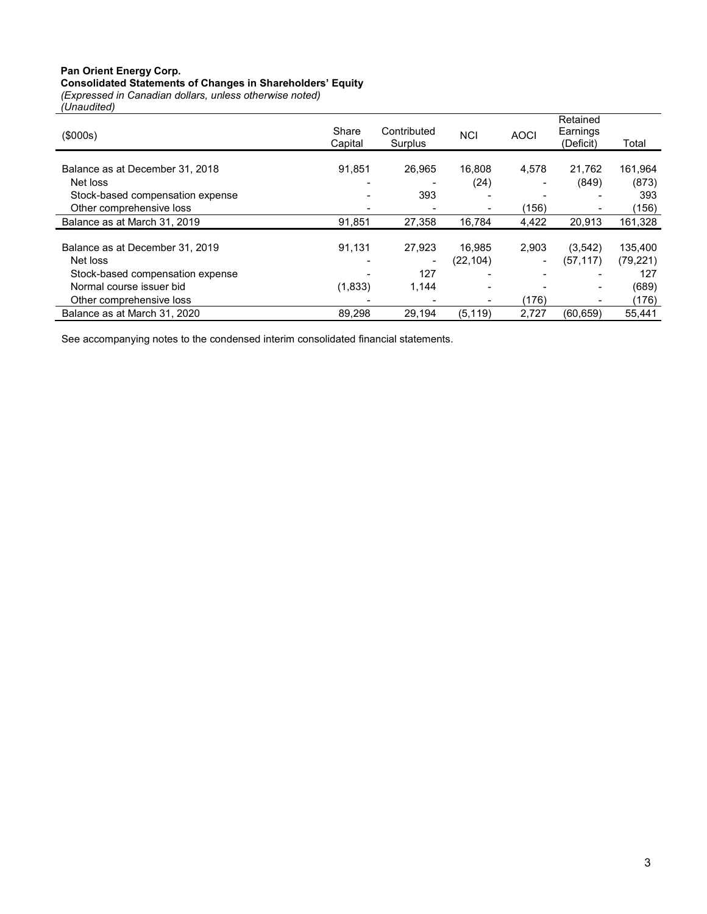**Pan Orient Energy Corp.**
**Consolidated Statements of Changes in Shareholders' Equity**
*(Expressed in Canadian dollars, unless otherwise noted)*
*(Unaudited)*

| ($000s) | Share Capital | Contributed Surplus | NCI | AOCI | Retained Earnings (Deficit) | Total |
|---|---|---|---|---|---|---|
| Balance as at December 31, 2018 | 91,851 | 26,965 | 16,808 | 4,578 | 21,762 | 161,964 |
| Net loss | - | - | (24) | - | (849) | (873) |
| Stock-based compensation expense | - | 393 | - | - | - | 393 |
| Other comprehensive loss | - | - | - | (156) | - | (156) |
| Balance as at March 31, 2019 | 91,851 | 27,358 | 16,784 | 4,422 | 20,913 | 161,328 |
| | | | | | | |
| Balance as at December 31, 2019 | 91,131 | 27,923 | 16,985 | 2,903 | (3,542) | 135,400 |
| Net loss | - | - | (22,104) | - | (57,117) | (79,221) |
| Stock-based compensation expense | - | 127 | - | - | - | 127 |
| Normal course issuer bid | (1,833) | 1,144 | - | - | - | (689) |
| Other comprehensive loss | - | - | - | (176) | - | (176) |
| Balance as at March 31, 2020 | 89,298 | 29,194 | (5,119) | 2,727 | (60,659) | 55,441 |

See accompanying notes to the condensed interim consolidated financial statements.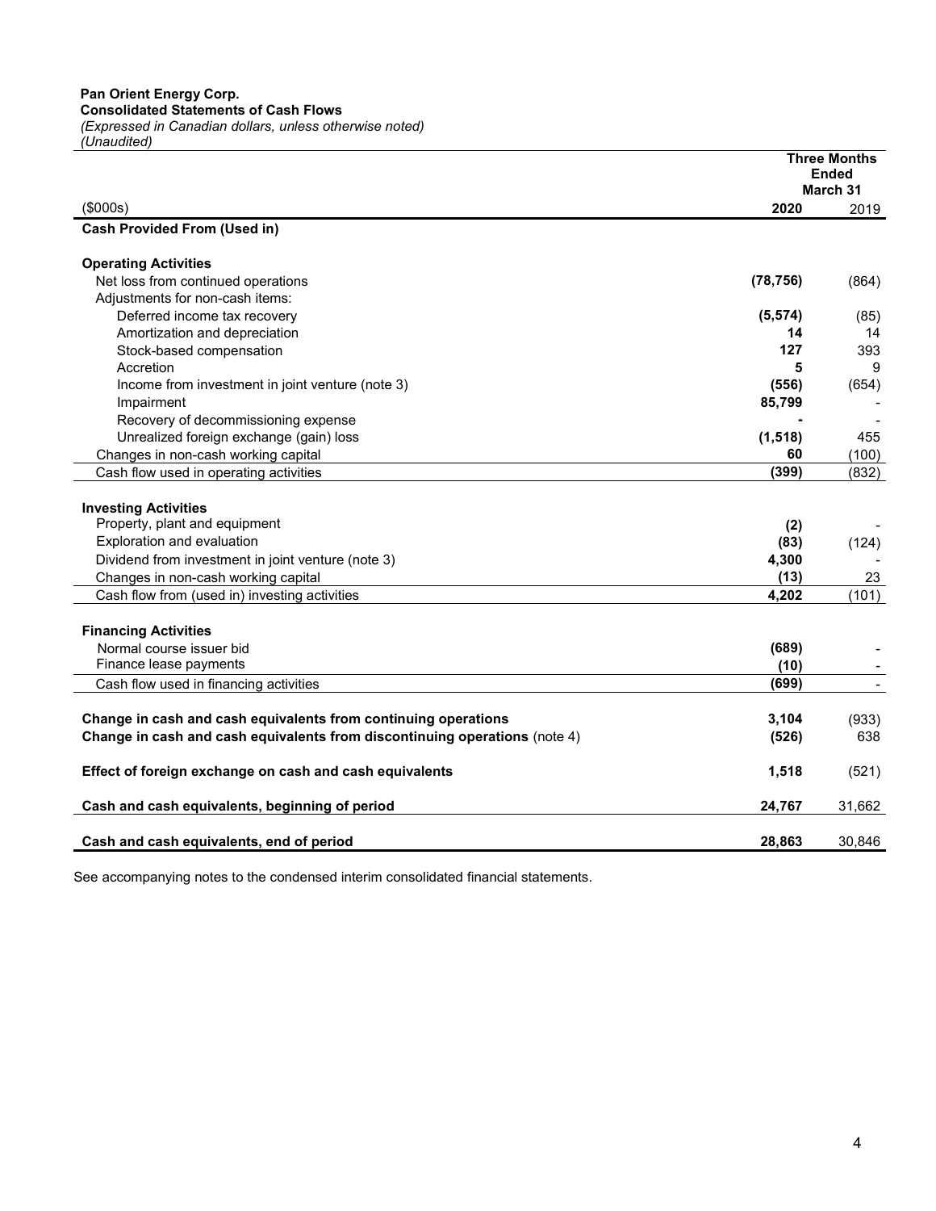**Pan Orient Energy Corp.**
**Consolidated Statements of Cash Flows**
*(Expressed in Canadian dollars, unless otherwise noted)*
*(Unaudited)*

| ($000s) | Three Months Ended March 31 2020 | 2019 |
|---|---|---|
| **Cash Provided From (Used in)** | | |
| **Operating Activities** | | |
| Net loss from continued operations | **(78,756)** | (864) |
| Adjustments for non-cash items: | | |
| Deferred income tax recovery | **(5,574)** | (85) |
| Amortization and depreciation | **14** | 14 |
| Stock-based compensation | **127** | 393 |
| Accretion | **5** | 9 |
| Income from investment in joint venture (note 3) | **(556)** | (654) |
| Impairment | **85,799** | - |
| Recovery of decommissioning expense | **-** | - |
| Unrealized foreign exchange (gain) loss | **(1,518)** | 455 |
| Changes in non-cash working capital | **60** | (100) |
| Cash flow used in operating activities | **(399)** | (832) |
| **Investing Activities** | | |
| Property, plant and equipment | **(2)** | - |
| Exploration and evaluation | **(83)** | (124) |
| Dividend from investment in joint venture (note 3) | **4,300** | - |
| Changes in non-cash working capital | **(13)** | 23 |
| Cash flow from (used in) investing activities | **4,202** | (101) |
| **Financing Activities** | | |
| Normal course issuer bid | **(689)** | - |
| Finance lease payments | **(10)** | - |
| Cash flow used in financing activities | **(699)** | - |
| **Change in cash and cash equivalents from continuing operations** | **3,104** | (933) |
| **Change in cash and cash equivalents from discontinuing operations** (note 4) | **(526)** | 638 |
| **Effect of foreign exchange on cash and cash equivalents** | **1,518** | (521) |
| **Cash and cash equivalents, beginning of period** | **24,767** | 31,662 |
| **Cash and cash equivalents, end of period** | **28,863** | 30,846 |

See accompanying notes to the condensed interim consolidated financial statements.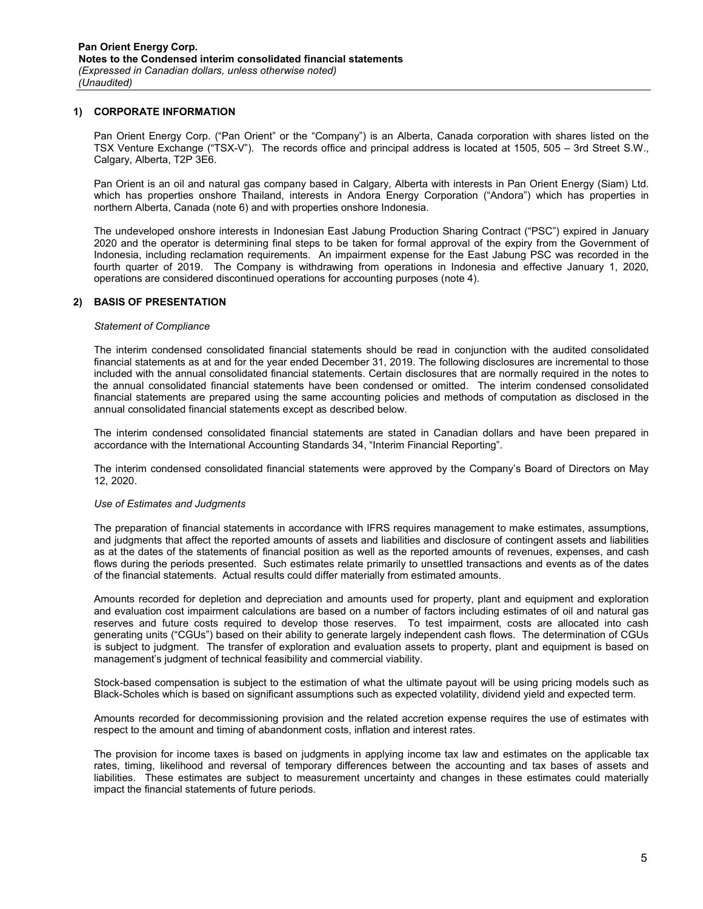## 1) CORPORATE INFORMATION

Pan Orient Energy Corp. ("Pan Orient" or the "Company") is an Alberta, Canada corporation with shares listed on the TSX Venture Exchange ("TSX-V"). The records office and principal address is located at 1505, 505 – 3rd Street S.W., Calgary, Alberta, T2P 3E6.

Pan Orient is an oil and natural gas company based in Calgary, Alberta with interests in Pan Orient Energy (Siam) Ltd. which has properties onshore Thailand, interests in Andora Energy Corporation ("Andora") which has properties in northern Alberta, Canada (note 6) and with properties onshore Indonesia.

The undeveloped onshore interests in Indonesian East Jabung Production Sharing Contract ("PSC") expired in January 2020 and the operator is determining final steps to be taken for formal approval of the expiry from the Government of Indonesia, including reclamation requirements. An impairment expense for the East Jabung PSC was recorded in the fourth quarter of 2019. The Company is withdrawing from operations in Indonesia and effective January 1, 2020, operations are considered discontinued operations for accounting purposes (note 4).

## 2) BASIS OF PRESENTATION

*Statement of Compliance*

The interim condensed consolidated financial statements should be read in conjunction with the audited consolidated financial statements as at and for the year ended December 31, 2019. The following disclosures are incremental to those included with the annual consolidated financial statements. Certain disclosures that are normally required in the notes to the annual consolidated financial statements have been condensed or omitted. The interim condensed consolidated financial statements are prepared using the same accounting policies and methods of computation as disclosed in the annual consolidated financial statements except as described below.

The interim condensed consolidated financial statements are stated in Canadian dollars and have been prepared in accordance with the International Accounting Standards 34, "Interim Financial Reporting".

The interim condensed consolidated financial statements were approved by the Company's Board of Directors on May 12, 2020.

*Use of Estimates and Judgments*

The preparation of financial statements in accordance with IFRS requires management to make estimates, assumptions, and judgments that affect the reported amounts of assets and liabilities and disclosure of contingent assets and liabilities as at the dates of the statements of financial position as well as the reported amounts of revenues, expenses, and cash flows during the periods presented. Such estimates relate primarily to unsettled transactions and events as of the dates of the financial statements. Actual results could differ materially from estimated amounts.

Amounts recorded for depletion and depreciation and amounts used for property, plant and equipment and exploration and evaluation cost impairment calculations are based on a number of factors including estimates of oil and natural gas reserves and future costs required to develop those reserves. To test impairment, costs are allocated into cash generating units ("CGUs") based on their ability to generate largely independent cash flows. The determination of CGUs is subject to judgment. The transfer of exploration and evaluation assets to property, plant and equipment is based on management's judgment of technical feasibility and commercial viability.

Stock-based compensation is subject to the estimation of what the ultimate payout will be using pricing models such as Black-Scholes which is based on significant assumptions such as expected volatility, dividend yield and expected term.

Amounts recorded for decommissioning provision and the related accretion expense requires the use of estimates with respect to the amount and timing of abandonment costs, inflation and interest rates.

The provision for income taxes is based on judgments in applying income tax law and estimates on the applicable tax rates, timing, likelihood and reversal of temporary differences between the accounting and tax bases of assets and liabilities. These estimates are subject to measurement uncertainty and changes in these estimates could materially impact the financial statements of future periods.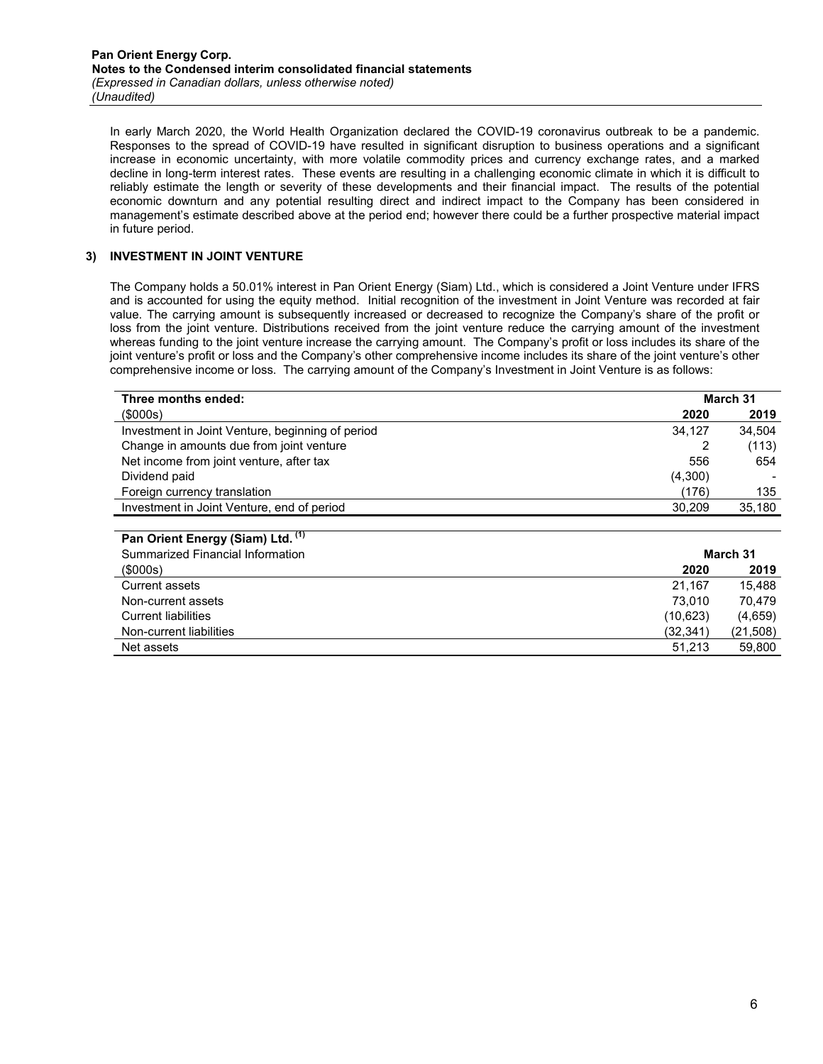In early March 2020, the World Health Organization declared the COVID-19 coronavirus outbreak to be a pandemic. Responses to the spread of COVID-19 have resulted in significant disruption to business operations and a significant increase in economic uncertainty, with more volatile commodity prices and currency exchange rates, and a marked decline in long-term interest rates. These events are resulting in a challenging economic climate in which it is difficult to reliably estimate the length or severity of these developments and their financial impact. The results of the potential economic downturn and any potential resulting direct and indirect impact to the Company has been considered in management's estimate described above at the period end; however there could be a further prospective material impact in future period.

## 3) INVESTMENT IN JOINT VENTURE

The Company holds a 50.01% interest in Pan Orient Energy (Siam) Ltd., which is considered a Joint Venture under IFRS and is accounted for using the equity method. Initial recognition of the investment in Joint Venture was recorded at fair value. The carrying amount is subsequently increased or decreased to recognize the Company's share of the profit or loss from the joint venture. Distributions received from the joint venture reduce the carrying amount of the investment whereas funding to the joint venture increase the carrying amount. The Company's profit or loss includes its share of the joint venture's profit or loss and the Company's other comprehensive income includes its share of the joint venture's other comprehensive income or loss. The carrying amount of the Company's Investment in Joint Venture is as follows:

| **Three months ended:** | **March 31** | |
|---|---|---|
| ($000s) | **2020** | **2019** |
| Investment in Joint Venture, beginning of period | 34,127 | 34,504 |
| Change in amounts due from joint venture | 2 | (113) |
| Net income from joint venture, after tax | 556 | 654 |
| Dividend paid | (4,300) | - |
| Foreign currency translation | (176) | 135 |
| Investment in Joint Venture, end of period | 30,209 | 35,180 |

| **Pan Orient Energy (Siam) Ltd. (1)** | | |
|---|---|---|
| Summarized Financial Information | **March 31** | |
| ($000s) | **2020** | **2019** |
| Current assets | 21,167 | 15,488 |
| Non-current assets | 73,010 | 70,479 |
| Current liabilities | (10,623) | (4,659) |
| Non-current liabilities | (32,341) | (21,508) |
| Net assets | 51,213 | 59,800 |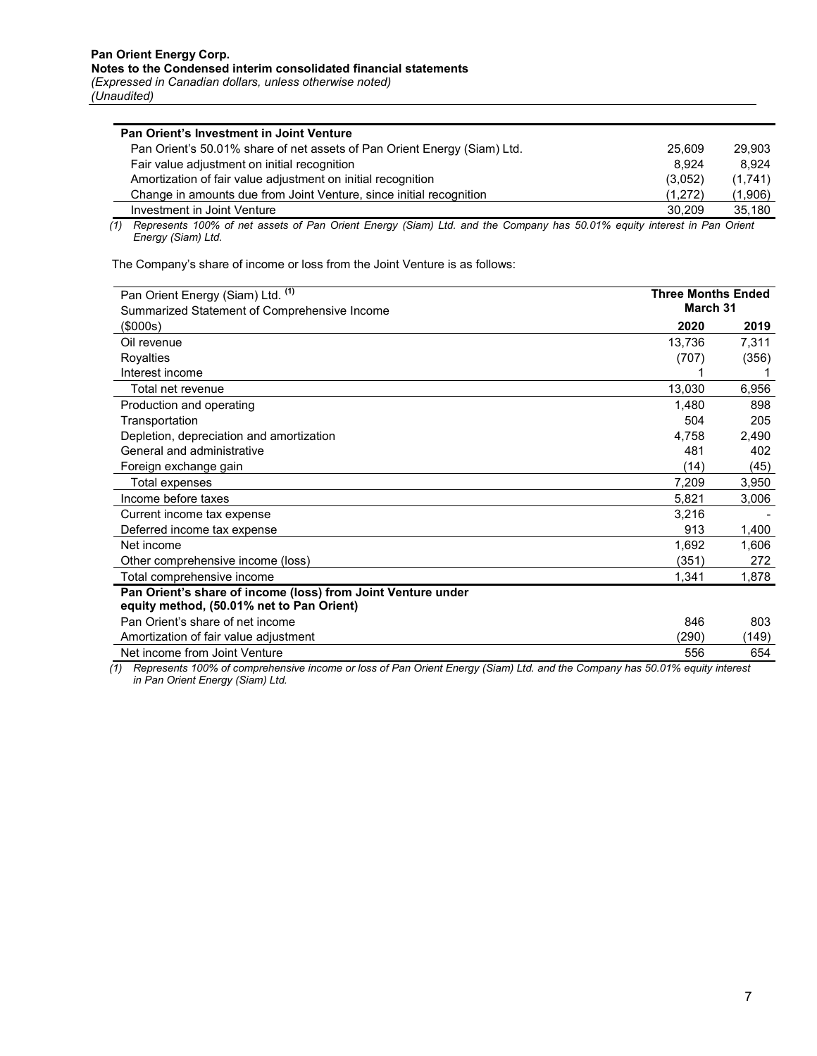| Pan Orient's Investment in Joint Venture | | |
|---|---|---|
| Pan Orient's 50.01% share of net assets of Pan Orient Energy (Siam) Ltd. | 25,609 | 29,903 |
| Fair value adjustment on initial recognition | 8,924 | 8,924 |
| Amortization of fair value adjustment on initial recognition | (3,052) | (1,741) |
| Change in amounts due from Joint Venture, since initial recognition | (1,272) | (1,906) |
| Investment in Joint Venture | 30,209 | 35,180 |

*(1) Represents 100% of net assets of Pan Orient Energy (Siam) Ltd. and the Company has 50.01% equity interest in Pan Orient Energy (Siam) Ltd.*

The Company's share of income or loss from the Joint Venture is as follows:

| Pan Orient Energy (Siam) Ltd. [(1)] Summarized Statement of Comprehensive Income | Three Months Ended March 31 | |
|---|---|---|
| ($000s) | **2020** | **2019** |
| Oil revenue | 13,736 | 7,311 |
| Royalties | (707) | (356) |
| Interest income | 1 | 1 |
| Total net revenue | 13,030 | 6,956 |
| Production and operating | 1,480 | 898 |
| Transportation | 504 | 205 |
| Depletion, depreciation and amortization | 4,758 | 2,490 |
| General and administrative | 481 | 402 |
| Foreign exchange gain | (14) | (45) |
| Total expenses | 7,209 | 3,950 |
| Income before taxes | 5,821 | 3,006 |
| Current income tax expense | 3,216 | - |
| Deferred income tax expense | 913 | 1,400 |
| Net income | 1,692 | 1,606 |
| Other comprehensive income (loss) | (351) | 272 |
| Total comprehensive income | 1,341 | 1,878 |
| **Pan Orient's share of income (loss) from Joint Venture under equity method, (50.01% net to Pan Orient)** | | |
| Pan Orient's share of net income | 846 | 803 |
| Amortization of fair value adjustment | (290) | (149) |
| Net income from Joint Venture | 556 | 654 |

*(1) Represents 100% of comprehensive income or loss of Pan Orient Energy (Siam) Ltd. and the Company has 50.01% equity interest in Pan Orient Energy (Siam) Ltd.*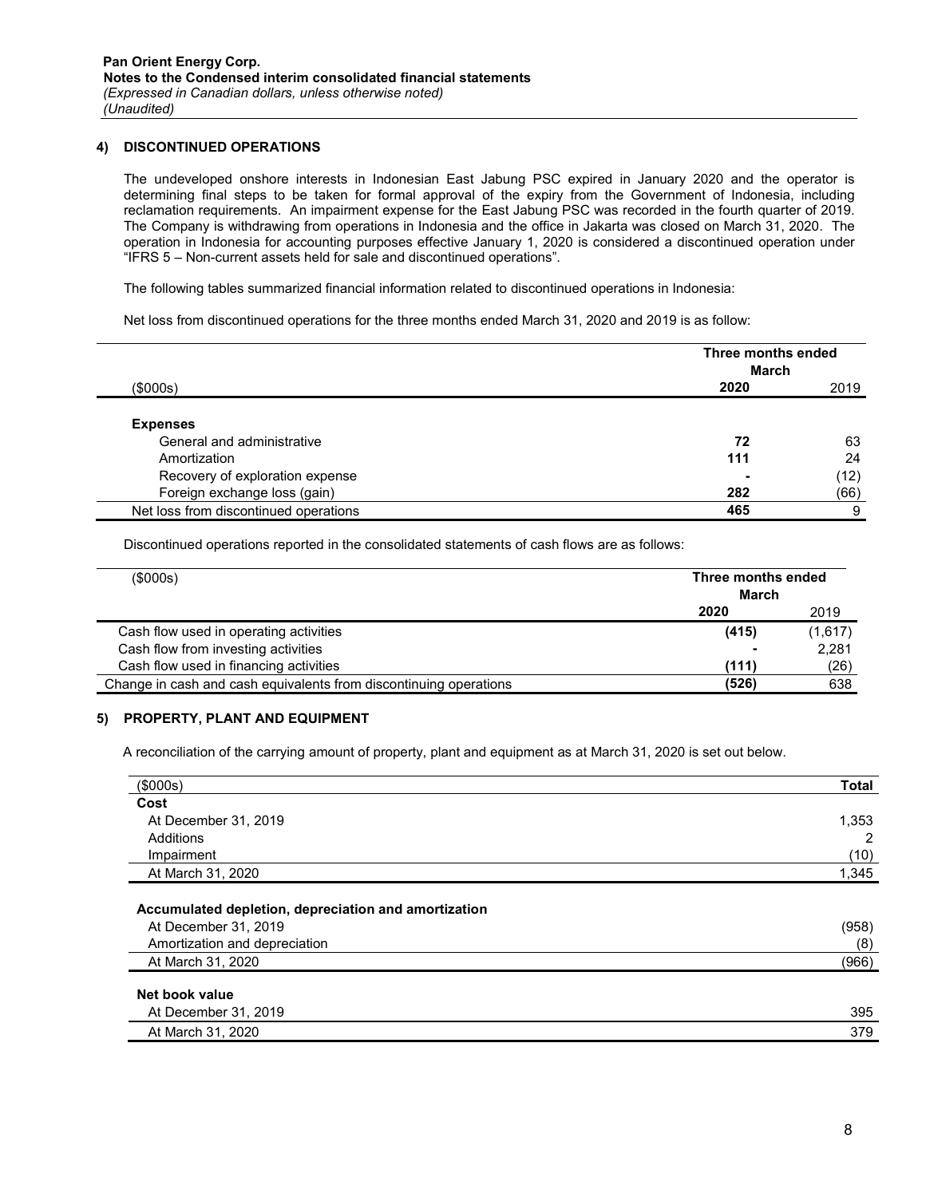**Pan Orient Energy Corp.**
**Notes to the Condensed interim consolidated financial statements**
*(Expressed in Canadian dollars, unless otherwise noted)*
*(Unaudited)*

## 4) DISCONTINUED OPERATIONS

The undeveloped onshore interests in Indonesian East Jabung PSC expired in January 2020 and the operator is determining final steps to be taken for formal approval of the expiry from the Government of Indonesia, including reclamation requirements. An impairment expense for the East Jabung PSC was recorded in the fourth quarter of 2019. The Company is withdrawing from operations in Indonesia and the office in Jakarta was closed on March 31, 2020. The operation in Indonesia for accounting purposes effective January 1, 2020 is considered a discontinued operation under "IFRS 5 – Non-current assets held for sale and discontinued operations".

The following tables summarized financial information related to discontinued operations in Indonesia:

Net loss from discontinued operations for the three months ended March 31, 2020 and 2019 is as follow:

| | Three months ended March | |
|---|---|---|
| ($000s) | **2020** | 2019 |
| **Expenses** | | |
| General and administrative | **72** | 63 |
| Amortization | **111** | 24 |
| Recovery of exploration expense | **-** | (12) |
| Foreign exchange loss (gain) | **282** | (66) |
| Net loss from discontinued operations | **465** | 9 |

Discontinued operations reported in the consolidated statements of cash flows are as follows:

| ($000s) | Three months ended March | |
|---|---|---|
| | **2020** | 2019 |
| Cash flow used in operating activities | **(415)** | (1,617) |
| Cash flow from investing activities | **-** | 2,281 |
| Cash flow used in financing activities | **(111)** | (26) |
| Change in cash and cash equivalents from discontinuing operations | **(526)** | 638 |

## 5) PROPERTY, PLANT AND EQUIPMENT

A reconciliation of the carrying amount of property, plant and equipment as at March 31, 2020 is set out below.

| ($000s) | **Total** |
|---|---|
| **Cost** | |
| At December 31, 2019 | 1,353 |
| Additions | 2 |
| Impairment | (10) |
| At March 31, 2020 | 1,345 |
| | |
| **Accumulated depletion, depreciation and amortization** | |
| At December 31, 2019 | (958) |
| Amortization and depreciation | (8) |
| At March 31, 2020 | (966) |
| | |
| **Net book value** | |
| At December 31, 2019 | 395 |
| At March 31, 2020 | 379 |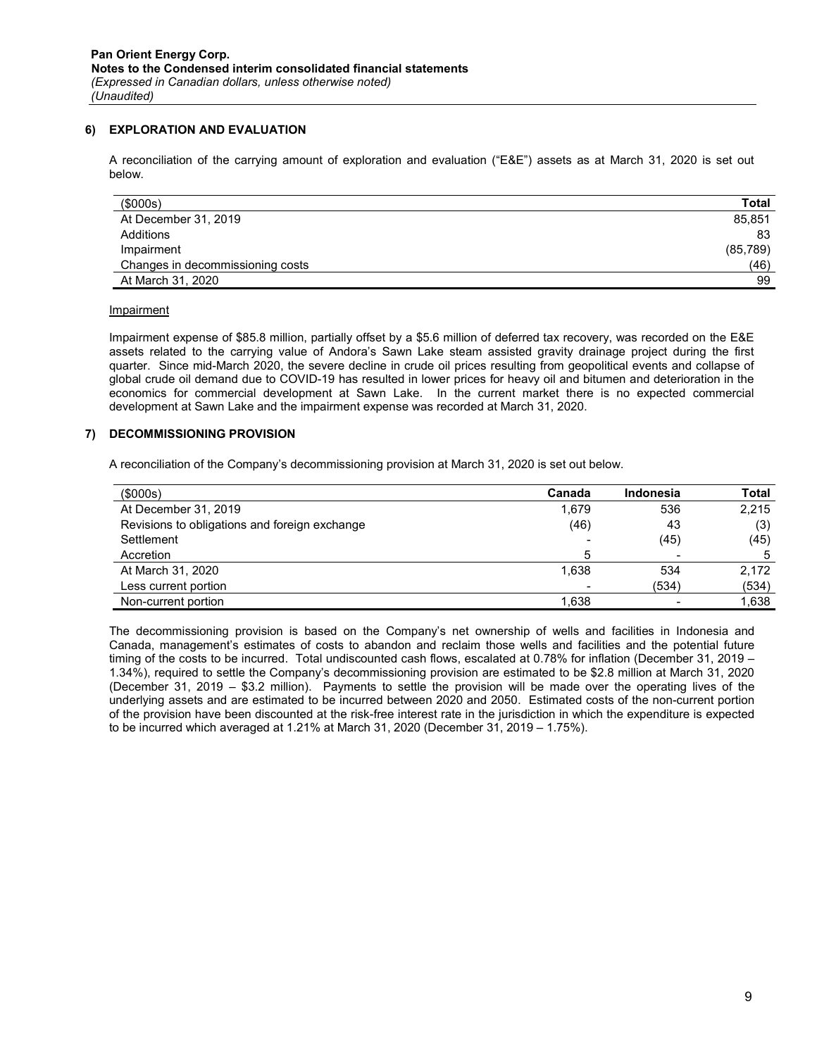**Pan Orient Energy Corp.**
**Notes to the Condensed interim consolidated financial statements**
*(Expressed in Canadian dollars, unless otherwise noted)*
*(Unaudited)*

## 6) EXPLORATION AND EVALUATION

A reconciliation of the carrying amount of exploration and evaluation ("E&E") assets as at March 31, 2020 is set out below.

| ($000s) | Total |
|---|---|
| At December 31, 2019 | 85,851 |
| Additions | 83 |
| Impairment | (85,789) |
| Changes in decommissioning costs | (46) |
| At March 31, 2020 | 99 |

Impairment

Impairment expense of $85.8 million, partially offset by a $5.6 million of deferred tax recovery, was recorded on the E&E assets related to the carrying value of Andora's Sawn Lake steam assisted gravity drainage project during the first quarter. Since mid-March 2020, the severe decline in crude oil prices resulting from geopolitical events and collapse of global crude oil demand due to COVID-19 has resulted in lower prices for heavy oil and bitumen and deterioration in the economics for commercial development at Sawn Lake. In the current market there is no expected commercial development at Sawn Lake and the impairment expense was recorded at March 31, 2020.

## 7) DECOMMISSIONING PROVISION

A reconciliation of the Company's decommissioning provision at March 31, 2020 is set out below.

| ($000s) | Canada | Indonesia | Total |
|---|---|---|---|
| At December 31, 2019 | 1,679 | 536 | 2,215 |
| Revisions to obligations and foreign exchange | (46) | 43 | (3) |
| Settlement | - | (45) | (45) |
| Accretion | 5 | - | 5 |
| At March 31, 2020 | 1,638 | 534 | 2,172 |
| Less current portion | - | (534) | (534) |
| Non-current portion | 1,638 | - | 1,638 |

The decommissioning provision is based on the Company's net ownership of wells and facilities in Indonesia and Canada, management's estimates of costs to abandon and reclaim those wells and facilities and the potential future timing of the costs to be incurred. Total undiscounted cash flows, escalated at 0.78% for inflation (December 31, 2019 – 1.34%), required to settle the Company's decommissioning provision are estimated to be $2.8 million at March 31, 2020 (December 31, 2019 – $3.2 million). Payments to settle the provision will be made over the operating lives of the underlying assets and are estimated to be incurred between 2020 and 2050. Estimated costs of the non-current portion of the provision have been discounted at the risk-free interest rate in the jurisdiction in which the expenditure is expected to be incurred which averaged at 1.21% at March 31, 2020 (December 31, 2019 – 1.75%).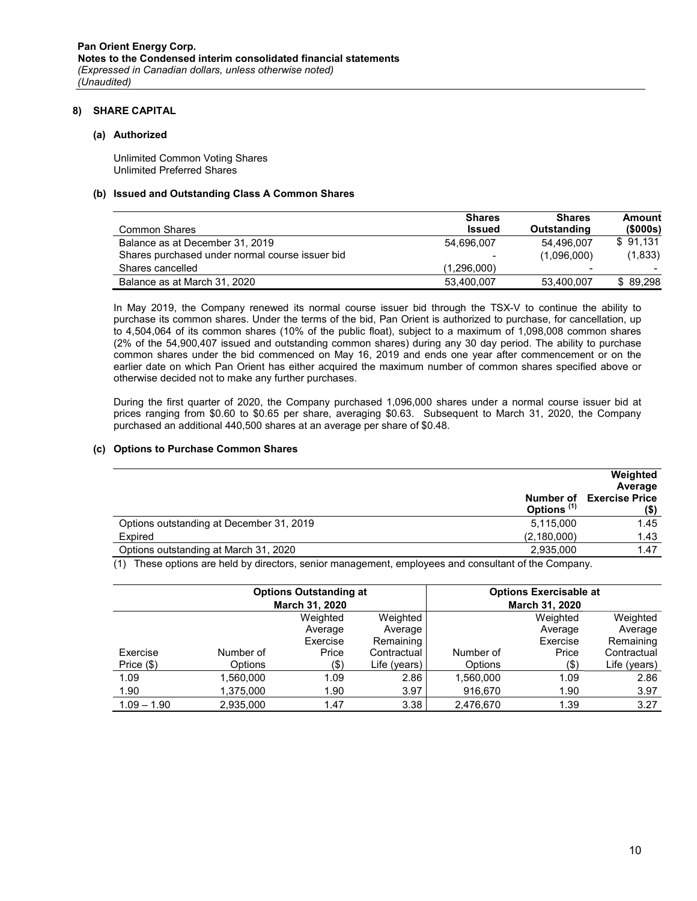## 8) SHARE CAPITAL

### (a) Authorized

Unlimited Common Voting Shares
Unlimited Preferred Shares

### (b) Issued and Outstanding Class A Common Shares

| Common Shares | Shares Issued | Shares Outstanding | Amount ($000s) |
|---|---|---|---|
| Balance as at December 31, 2019 | 54,696,007 | 54,496,007 | $ 91,131 |
| Shares purchased under normal course issuer bid | - | (1,096,000) | (1,833) |
| Shares cancelled | (1,296,000) | - | - |
| Balance as at March 31, 2020 | 53,400,007 | 53,400,007 | $ 89,298 |

In May 2019, the Company renewed its normal course issuer bid through the TSX-V to continue the ability to purchase its common shares. Under the terms of the bid, Pan Orient is authorized to purchase, for cancellation, up to 4,504,064 of its common shares (10% of the public float), subject to a maximum of 1,098,008 common shares (2% of the 54,900,407 issued and outstanding common shares) during any 30 day period. The ability to purchase common shares under the bid commenced on May 16, 2019 and ends one year after commencement or on the earlier date on which Pan Orient has either acquired the maximum number of common shares specified above or otherwise decided not to make any further purchases.

During the first quarter of 2020, the Company purchased 1,096,000 shares under a normal course issuer bid at prices ranging from $0.60 to $0.65 per share, averaging $0.63. Subsequent to March 31, 2020, the Company purchased an additional 440,500 shares at an average per share of $0.48.

### (c) Options to Purchase Common Shares

| | Number of Options [1] | Weighted Average Exercise Price ($) |
|---|---|---|
| Options outstanding at December 31, 2019 | 5,115,000 | 1.45 |
| Expired | (2,180,000) | 1.43 |
| Options outstanding at March 31, 2020 | 2,935,000 | 1.47 |

(1) These options are held by directors, senior management, employees and consultant of the Company.

| | Options Outstanding at March 31, 2020 | | | Options Exercisable at March 31, 2020 | | |
|---|---|---|---|---|---|---|
| Exercise Price ($) | Number of Options | Weighted Average Exercise Price ($) | Weighted Average Remaining Contractual Life (years) | Number of Options | Weighted Average Exercise Price ($) | Weighted Average Remaining Contractual Life (years) |
| 1.09 | 1,560,000 | 1.09 | 2.86 | 1,560,000 | 1.09 | 2.86 |
| 1.90 | 1,375,000 | 1.90 | 3.97 | 916,670 | 1.90 | 3.97 |
| 1.09 – 1.90 | 2,935,000 | 1.47 | 3.38 | 2,476,670 | 1.39 | 3.27 |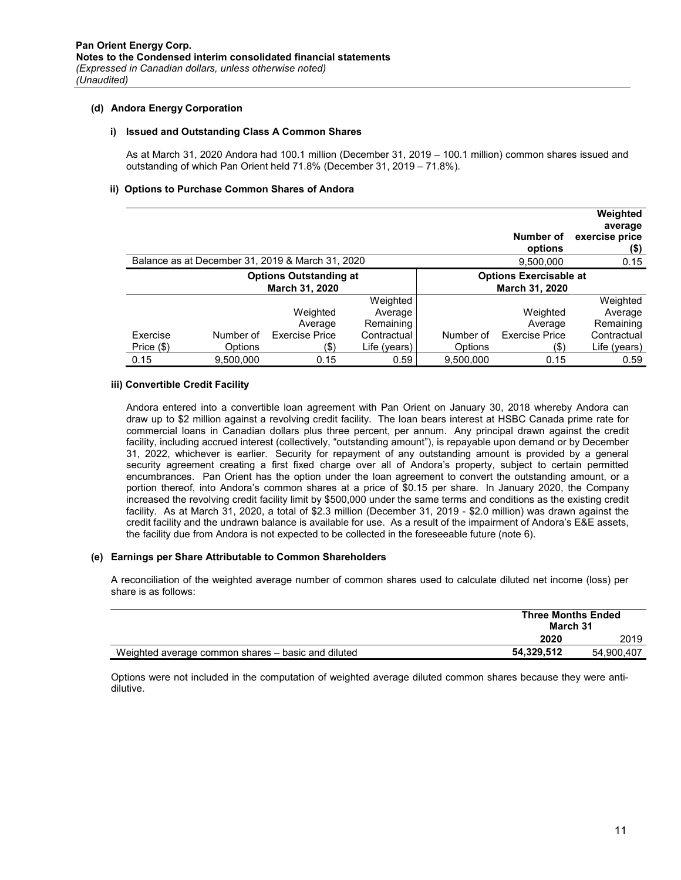### (d) Andora Energy Corporation

#### i) Issued and Outstanding Class A Common Shares

As at March 31, 2020 Andora had 100.1 million (December 31, 2019 – 100.1 million) common shares issued and outstanding of which Pan Orient held 71.8% (December 31, 2019 – 71.8%).

#### ii) Options to Purchase Common Shares of Andora

| | Number of options | Weighted average exercise price ($) |
|---|---|---|
| Balance as at December 31, 2019 & March 31, 2020 | 9,500,000 | 0.15 |

| Options Outstanding at March 31, 2020 | | | | Options Exercisable at March 31, 2020 | | |
|---|---|---|---|---|---|---|
| Exercise Price ($) | Number of Options | Weighted Average Exercise Price ($) | Weighted Average Remaining Contractual Life (years) | Number of Options | Weighted Average Exercise Price ($) | Weighted Average Remaining Contractual Life (years) |
| 0.15 | 9,500,000 | 0.15 | 0.59 | 9,500,000 | 0.15 | 0.59 |

#### iii) Convertible Credit Facility

Andora entered into a convertible loan agreement with Pan Orient on January 30, 2018 whereby Andora can draw up to $2 million against a revolving credit facility. The loan bears interest at HSBC Canada prime rate for commercial loans in Canadian dollars plus three percent, per annum. Any principal drawn against the credit facility, including accrued interest (collectively, "outstanding amount"), is repayable upon demand or by December 31, 2022, whichever is earlier. Security for repayment of any outstanding amount is provided by a general security agreement creating a first fixed charge over all of Andora's property, subject to certain permitted encumbrances. Pan Orient has the option under the loan agreement to convert the outstanding amount, or a portion thereof, into Andora's common shares at a price of $0.15 per share. In January 2020, the Company increased the revolving credit facility limit by $500,000 under the same terms and conditions as the existing credit facility. As at March 31, 2020, a total of $2.3 million (December 31, 2019 - $2.0 million) was drawn against the credit facility and the undrawn balance is available for use. As a result of the impairment of Andora's E&E assets, the facility due from Andora is not expected to be collected in the foreseeable future (note 6).

### (e) Earnings per Share Attributable to Common Shareholders

A reconciliation of the weighted average number of common shares used to calculate diluted net income (loss) per share is as follows:

| | Three Months Ended March 31 | |
|---|---|---|
| | **2020** | 2019 |
| Weighted average common shares – basic and diluted | **54,329,512** | 54,900,407 |

Options were not included in the computation of weighted average diluted common shares because they were anti-dilutive.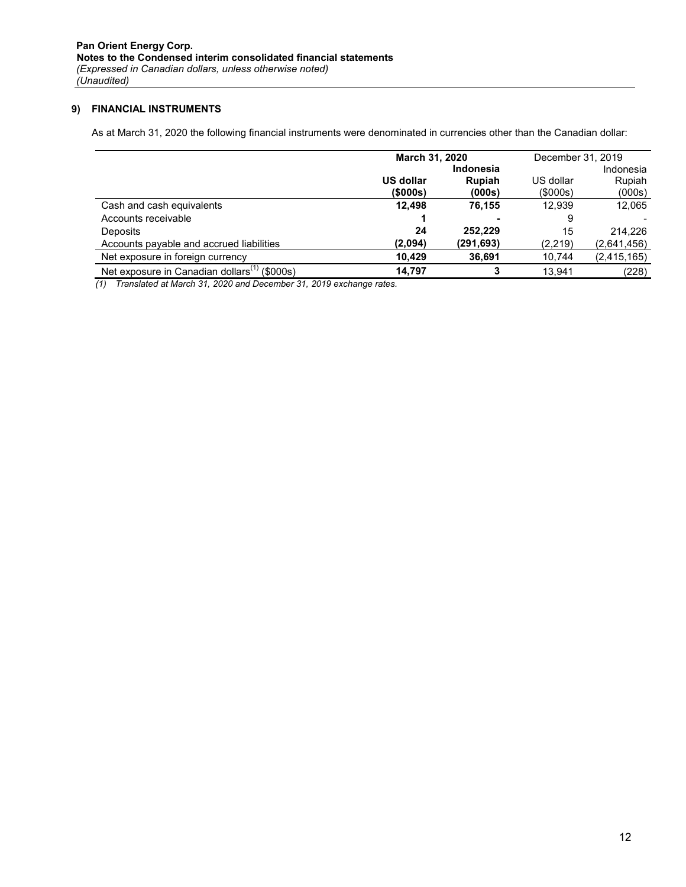Pan Orient Energy Corp.
**Notes to the Condensed interim consolidated financial statements**
*(Expressed in Canadian dollars, unless otherwise noted)*
*(Unaudited)*

## 9) FINANCIAL INSTRUMENTS

As at March 31, 2020 the following financial instruments were denominated in currencies other than the Canadian dollar:

| | **March 31, 2020** | | December 31, 2019 | |
|---|---|---|---|---|
| | **US dollar (\$000s)** | **Indonesia Rupiah (000s)** | US dollar (\$000s) | Indonesia Rupiah (000s) |
| Cash and cash equivalents | **12,498** | **76,155** | 12,939 | 12,065 |
| Accounts receivable | **1** | **-** | 9 | - |
| Deposits | **24** | **252,229** | 15 | 214,226 |
| Accounts payable and accrued liabilities | **(2,094)** | **(291,693)** | (2,219) | (2,641,456) |
| Net exposure in foreign currency | **10,429** | **36,691** | 10,744 | (2,415,165) |
| Net exposure in Canadian dollars[(1)] (\$000s) | **14,797** | **3** | 13,941 | (228) |

*(1) Translated at March 31, 2020 and December 31, 2019 exchange rates.*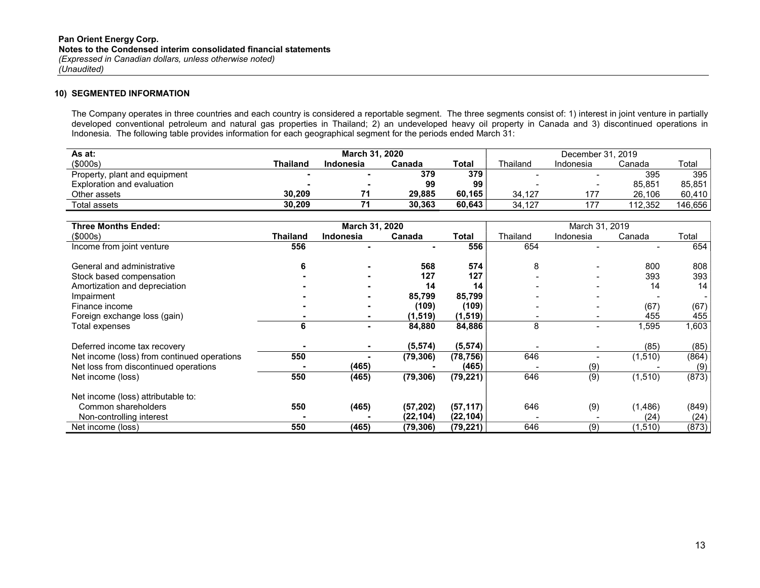**Pan Orient Energy Corp.**
**Notes to the Condensed interim consolidated financial statements**
*(Expressed in Canadian dollars, unless otherwise noted)*
*(Unaudited)*

## 10) SEGMENTED INFORMATION

The Company operates in three countries and each country is considered a reportable segment. The three segments consist of: 1) interest in joint venture in partially developed conventional petroleum and natural gas properties in Thailand; 2) an undeveloped heavy oil property in Canada and 3) discontinued operations in Indonesia. The following table provides information for each geographical segment for the periods ended March 31:

| **As at:** | **March 31, 2020** | | | | December 31, 2019 | | | |
|---|---|---|---|---|---|---|---|---|
| ($000s) | **Thailand** | **Indonesia** | **Canada** | **Total** | Thailand | Indonesia | Canada | Total |
| Property, plant and equipment | **-** | **-** | **379** | **379** | - | - | 395 | 395 |
| Exploration and evaluation | **-** | **-** | **99** | **99** | - | - | 85,851 | 85,851 |
| Other assets | **30,209** | **71** | **29,885** | **60,165** | 34,127 | 177 | 26,106 | 60,410 |
| Total assets | **30,209** | **71** | **30,363** | **60,643** | 34,127 | 177 | 112,352 | 146,656 |

| **Three Months Ended:** | **March 31, 2020** | | | | March 31, 2019 | | | |
|---|---|---|---|---|---|---|---|---|
| ($000s) | **Thailand** | **Indonesia** | **Canada** | **Total** | Thailand | Indonesia | Canada | Total |
| Income from joint venture | **556** | **-** | **-** | **556** | 654 | - | - | 654 |
| | | | | | | | | |
| General and administrative | **6** | **-** | **568** | **574** | 8 | - | 800 | 808 |
| Stock based compensation | **-** | **-** | **127** | **127** | - | - | 393 | 393 |
| Amortization and depreciation | **-** | **-** | **14** | **14** | - | - | 14 | 14 |
| Impairment | **-** | **-** | **85,799** | **85,799** | - | - | - | - |
| Finance income | **-** | **-** | **(109)** | **(109)** | - | - | (67) | (67) |
| Foreign exchange loss (gain) | **-** | **-** | **(1,519)** | **(1,519)** | - | - | 455 | 455 |
| Total expenses | **6** | **-** | **84,880** | **84,886** | 8 | - | 1,595 | 1,603 |
| | | | | | | | | |
| Deferred income tax recovery | **-** | **-** | **(5,574)** | **(5,574)** | - | - | (85) | (85) |
| Net income (loss) from continued operations | **550** | **-** | **(79,306)** | **(78,756)** | 646 | - | (1,510) | (864) |
| Net loss from discontinued operations | **-** | **(465)** | **-** | **(465)** | - | (9) | - | (9) |
| Net income (loss) | **550** | **(465)** | **(79,306)** | **(79,221)** | 646 | (9) | (1,510) | (873) |
| | | | | | | | | |
| Net income (loss) attributable to: | | | | | | | | |
| Common shareholders | **550** | **(465)** | **(57,202)** | **(57,117)** | 646 | (9) | (1,486) | (849) |
| Non-controlling interest | **-** | **-** | **(22,104)** | **(22,104)** | - | - | (24) | (24) |
| Net income (loss) | **550** | **(465)** | **(79,306)** | **(79,221)** | 646 | (9) | (1,510) | (873) |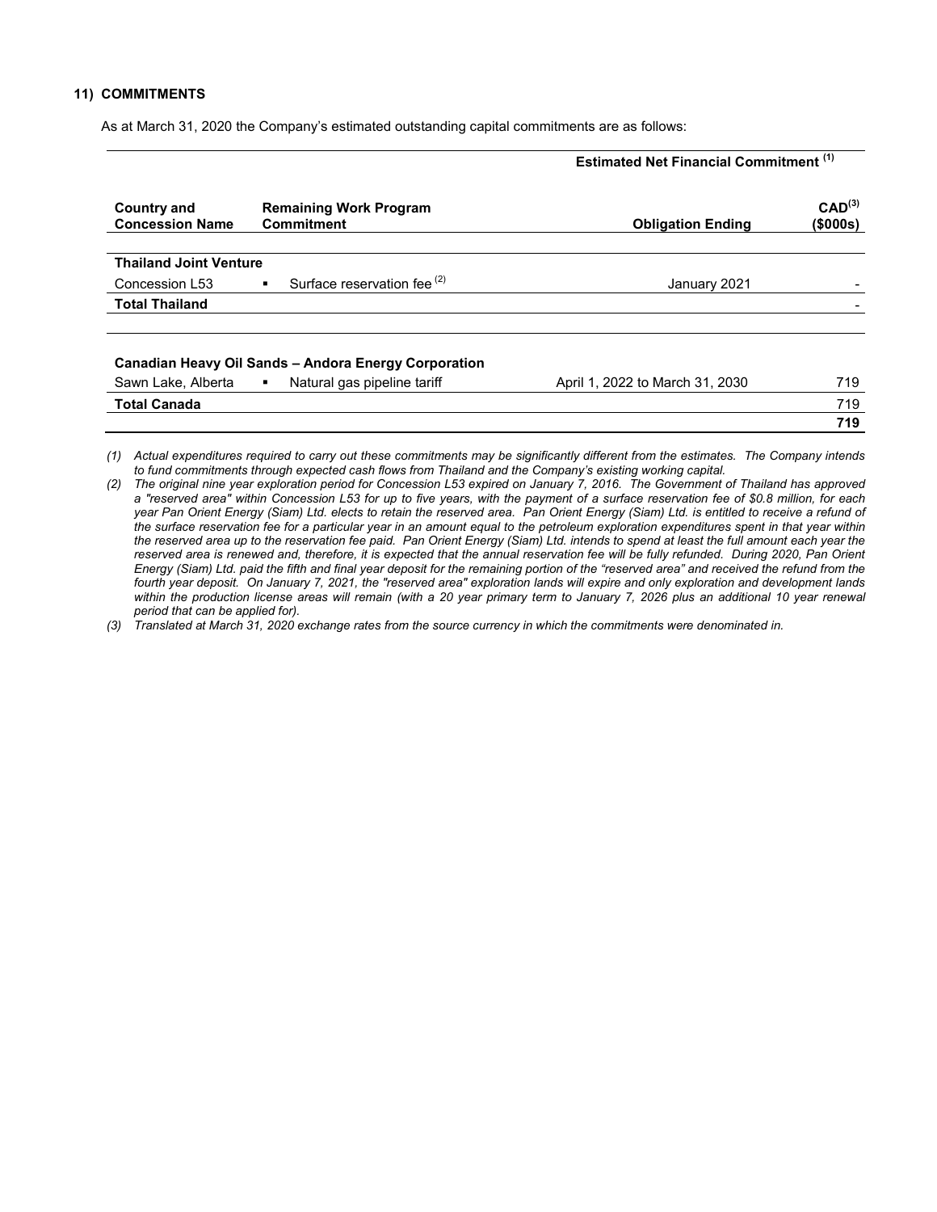## 11) COMMITMENTS

As at March 31, 2020 the Company's estimated outstanding capital commitments are as follows:

| | | | Estimated Net Financial Commitment [(1)] |
|---|---|---|---|
| **Country and Concession Name** | **Remaining Work Program Commitment** | **Obligation Ending** | **CAD[(3)] ($000s)** |
| **Thailand Joint Venture** | | | |
| Concession L53 | ▪ Surface reservation fee [(2)] | January 2021 | - |
| **Total Thailand** | | | - |
| **Canadian Heavy Oil Sands – Andora Energy Corporation** | | | |
| Sawn Lake, Alberta | ▪ Natural gas pipeline tariff | April 1, 2022 to March 31, 2030 | 719 |
| **Total Canada** | | | 719 |
| | | | **719** |

*(1) Actual expenditures required to carry out these commitments may be significantly different from the estimates. The Company intends to fund commitments through expected cash flows from Thailand and the Company's existing working capital.*

*(2) The original nine year exploration period for Concession L53 expired on January 7, 2016. The Government of Thailand has approved a "reserved area" within Concession L53 for up to five years, with the payment of a surface reservation fee of $0.8 million, for each year Pan Orient Energy (Siam) Ltd. elects to retain the reserved area. Pan Orient Energy (Siam) Ltd. is entitled to receive a refund of the surface reservation fee for a particular year in an amount equal to the petroleum exploration expenditures spent in that year within the reserved area up to the reservation fee paid. Pan Orient Energy (Siam) Ltd. intends to spend at least the full amount each year the reserved area is renewed and, therefore, it is expected that the annual reservation fee will be fully refunded. During 2020, Pan Orient Energy (Siam) Ltd. paid the fifth and final year deposit for the remaining portion of the "reserved area" and received the refund from the fourth year deposit. On January 7, 2021, the "reserved area" exploration lands will expire and only exploration and development lands within the production license areas will remain (with a 20 year primary term to January 7, 2026 plus an additional 10 year renewal period that can be applied for).*

*(3) Translated at March 31, 2020 exchange rates from the source currency in which the commitments were denominated in.*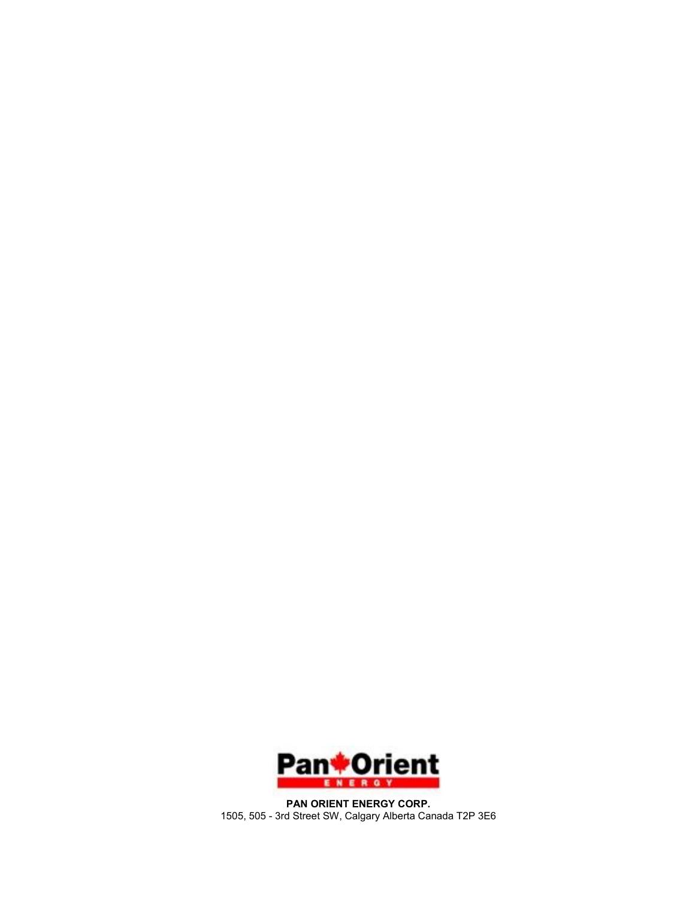Pan Orient ENERGY

**PAN ORIENT ENERGY CORP.**
1505, 505 - 3rd Street SW, Calgary Alberta Canada T2P 3E6